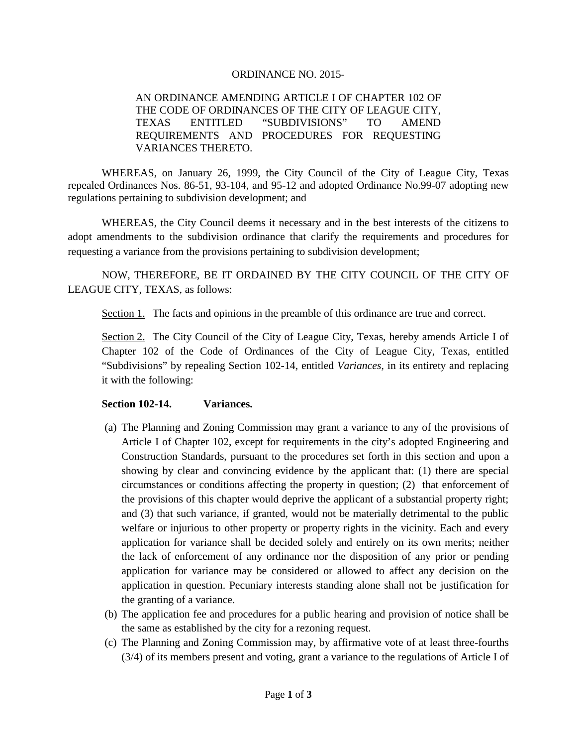ORDINANCE NO. 2015-

AN ORDINANCE AMENDING ARTICLE I OF CHAPTER 102 OF THE CODE OF ORDINANCES OF THE CITY OF LEAGUE CITY, TEXAS ENTITLED "SUBDIVISIONS" TO AMEND REQUIREMENTS AND PROCEDURES FOR REQUESTING VARIANCES THERETO.

WHEREAS, on January 26, 1999, the City Council of the City of League City, Texas repealed Ordinances Nos. 86-51, 93-104, and 95-12 and adopted Ordinance No.99-07 adopting new regulations pertaining to subdivision development; and

WHEREAS, the City Council deems it necessary and in the best interests of the citizens to adopt amendments to the subdivision ordinance that clarify the requirements and procedures for requesting a variance from the provisions pertaining to subdivision development;

NOW, THEREFORE, BE IT ORDAINED BY THE CITY COUNCIL OF THE CITY OF LEAGUE CITY, TEXAS, as follows:

Section 1. The facts and opinions in the preamble of this ordinance are true and correct.

Section 2. The City Council of the City of League City, Texas, hereby amends Article I of Chapter 102 of the Code of Ordinances of the City of League City, Texas, entitled "Subdivisions" by repealing Section 102-14, entitled *Variances*, in its entirety and replacing it with the following:

**Section 102-14. Variances.**

(a) The Planning and Zoning Commission may grant a variance to any of the provisions of Article I of Chapter 102, except for requirements in the city's adopted Engineering and Construction Standards, pursuant to the procedures set forth in this section and upon a showing by clear and convincing evidence by the applicant that: (1) there are special circumstances or conditions affecting the property in question; (2) that enforcement of the provisions of this chapter would deprive the applicant of a substantial property right; and (3) that such variance, if granted, would not be materially detrimental to the public welfare or injurious to other property or property rights in the vicinity. Each and every application for variance shall be decided solely and entirely on its own merits; neither the lack of enforcement of any ordinance nor the disposition of any prior or pending application for variance may be considered or allowed to affect any decision on the application in question. Pecuniary interests standing alone shall not be justification for the granting of a variance.

(b) The application fee and procedures for a public hearing and provision of notice shall be the same as established by the city for a rezoning request.

(c) The Planning and Zoning Commission may, by affirmative vote of at least three-fourths (3/4) of its members present and voting, grant a variance to the regulations of Article I of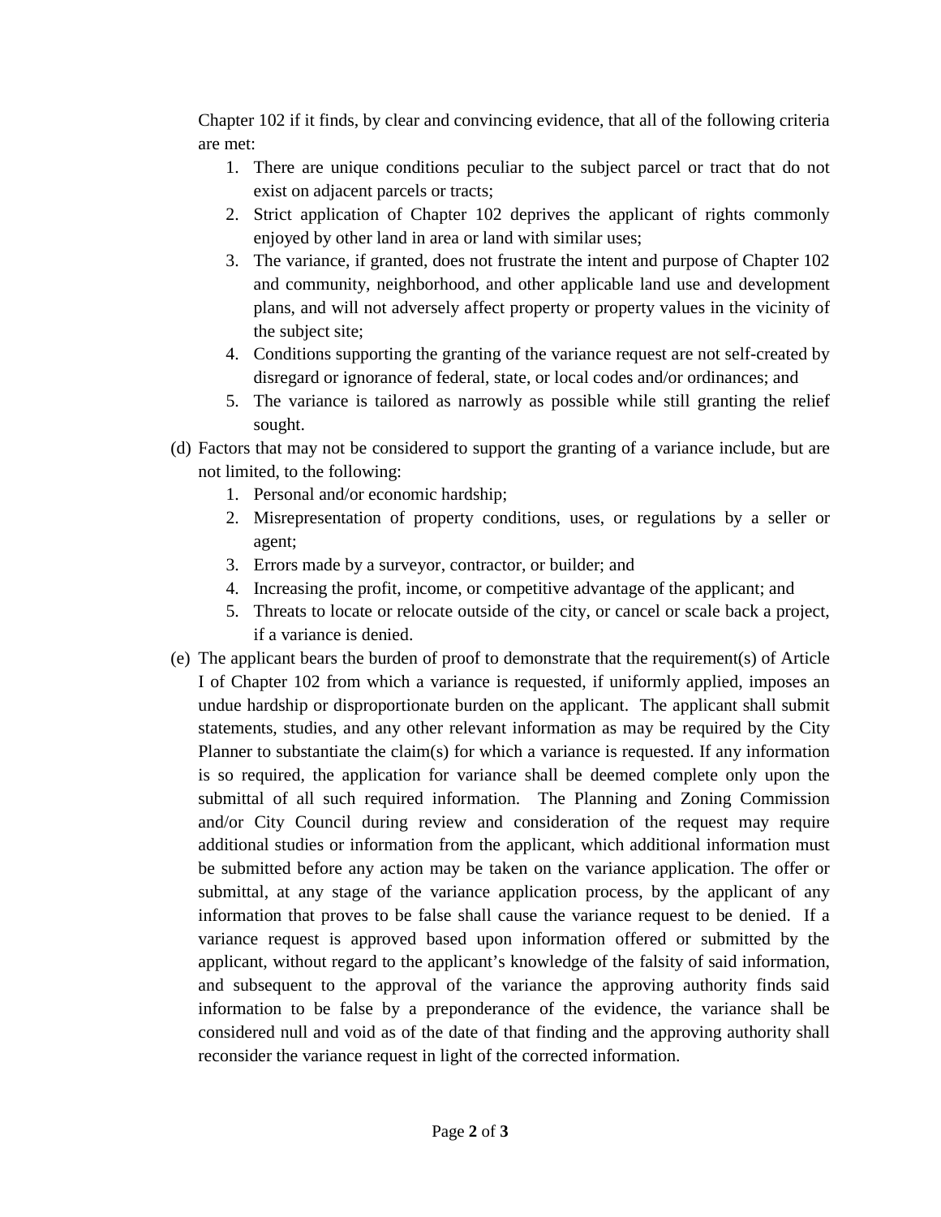Chapter 102 if it finds, by clear and convincing evidence, that all of the following criteria are met:

1. There are unique conditions peculiar to the subject parcel or tract that do not exist on adjacent parcels or tracts;
2. Strict application of Chapter 102 deprives the applicant of rights commonly enjoyed by other land in area or land with similar uses;
3. The variance, if granted, does not frustrate the intent and purpose of Chapter 102 and community, neighborhood, and other applicable land use and development plans, and will not adversely affect property or property values in the vicinity of the subject site;
4. Conditions supporting the granting of the variance request are not self-created by disregard or ignorance of federal, state, or local codes and/or ordinances; and
5. The variance is tailored as narrowly as possible while still granting the relief sought.

(d) Factors that may not be considered to support the granting of a variance include, but are not limited, to the following:

1. Personal and/or economic hardship;
2. Misrepresentation of property conditions, uses, or regulations by a seller or agent;
3. Errors made by a surveyor, contractor, or builder; and
4. Increasing the profit, income, or competitive advantage of the applicant; and
5. Threats to locate or relocate outside of the city, or cancel or scale back a project, if a variance is denied.

(e) The applicant bears the burden of proof to demonstrate that the requirement(s) of Article I of Chapter 102 from which a variance is requested, if uniformly applied, imposes an undue hardship or disproportionate burden on the applicant. The applicant shall submit statements, studies, and any other relevant information as may be required by the City Planner to substantiate the claim(s) for which a variance is requested. If any information is so required, the application for variance shall be deemed complete only upon the submittal of all such required information. The Planning and Zoning Commission and/or City Council during review and consideration of the request may require additional studies or information from the applicant, which additional information must be submitted before any action may be taken on the variance application. The offer or submittal, at any stage of the variance application process, by the applicant of any information that proves to be false shall cause the variance request to be denied. If a variance request is approved based upon information offered or submitted by the applicant, without regard to the applicant's knowledge of the falsity of said information, and subsequent to the approval of the variance the approving authority finds said information to be false by a preponderance of the evidence, the variance shall be considered null and void as of the date of that finding and the approving authority shall reconsider the variance request in light of the corrected information.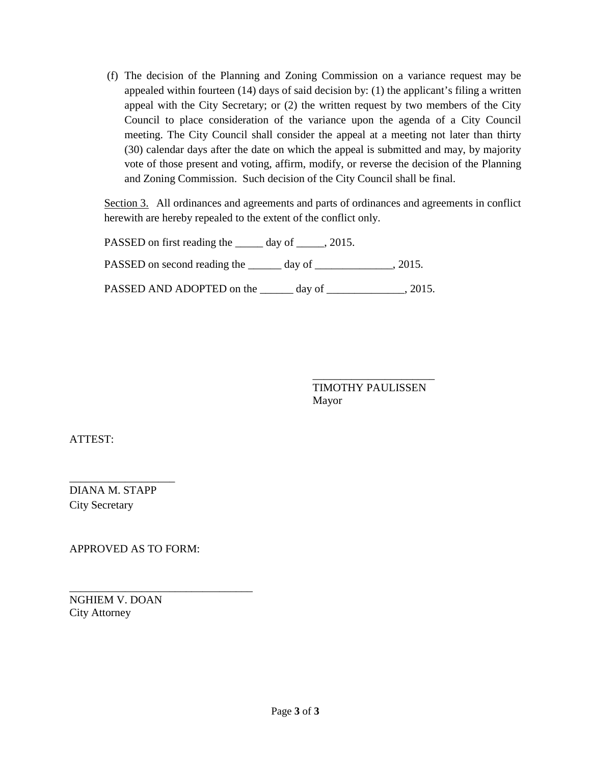(f) The decision of the Planning and Zoning Commission on a variance request may be appealed within fourteen (14) days of said decision by: (1) the applicant's filing a written appeal with the City Secretary; or (2) the written request by two members of the City Council to place consideration of the variance upon the agenda of a City Council meeting. The City Council shall consider the appeal at a meeting not later than thirty (30) calendar days after the date on which the appeal is submitted and may, by majority vote of those present and voting, affirm, modify, or reverse the decision of the Planning and Zoning Commission. Such decision of the City Council shall be final.

<u>Section 3.</u> All ordinances and agreements and parts of ordinances and agreements in conflict herewith are hereby repealed to the extent of the conflict only.

PASSED on first reading the _____ day of _____, 2015.

PASSED on second reading the ______ day of ______________, 2015.

PASSED AND ADOPTED on the ______ day of ______________, 2015.

______________________
TIMOTHY PAULISSEN
Mayor

ATTEST:

___________________
DIANA M. STAPP
City Secretary

APPROVED AS TO FORM:

_________________________________
NGHIEM V. DOAN
City Attorney